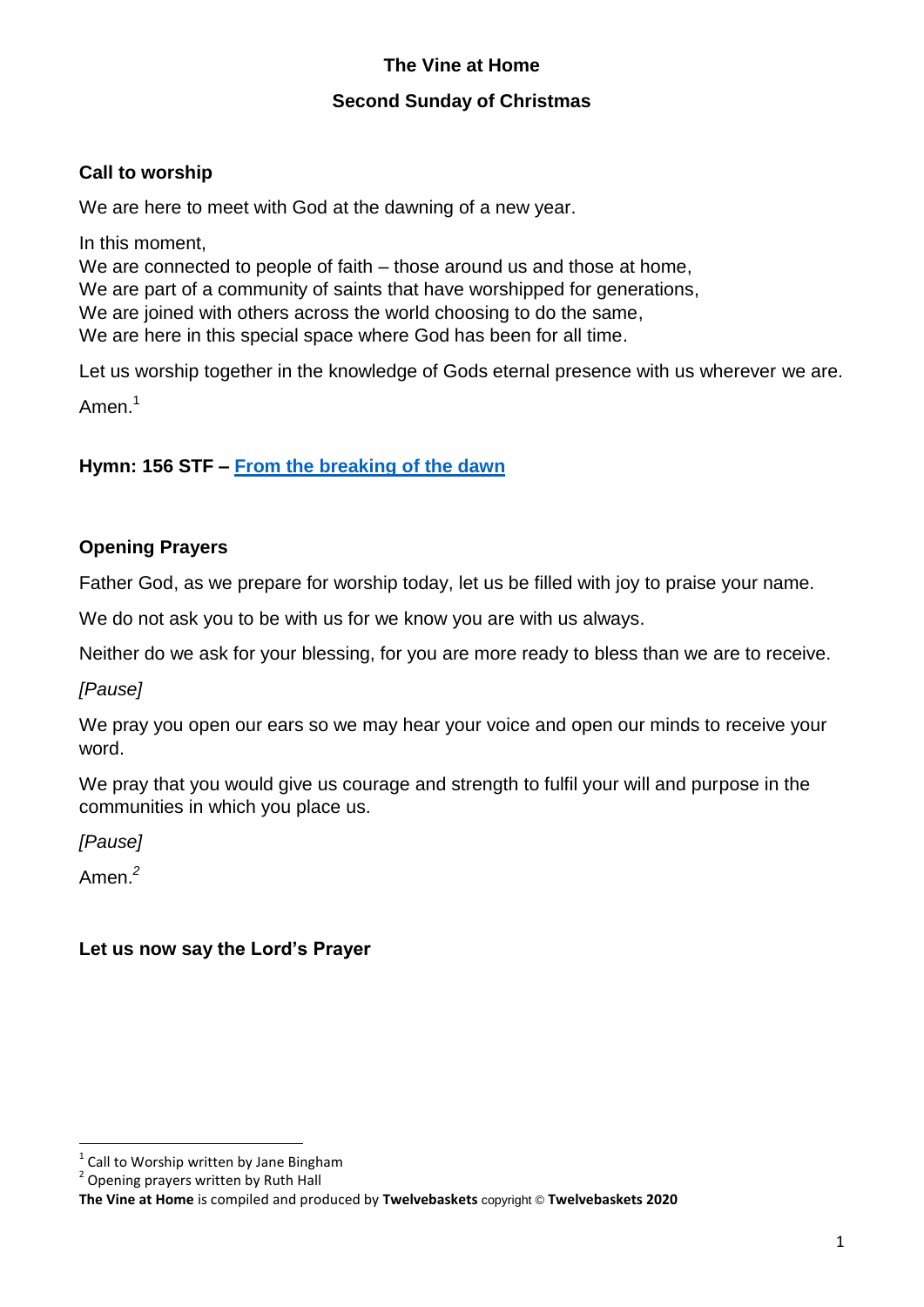# The Vine at Home

## Second Sunday of Christmas

### Call to worship

We are here to meet with God at the dawning of a new year.

In this moment,
We are connected to people of faith – those around us and those at home,
We are part of a community of saints that have worshipped for generations,
We are joined with others across the world choosing to do the same,
We are here in this special space where God has been for all time.

Let us worship together in the knowledge of Gods eternal presence with us wherever we are.

Amen.[1]

### Hymn: 156 STF – From the breaking of the dawn

### Opening Prayers

Father God, as we prepare for worship today, let us be filled with joy to praise your name.

We do not ask you to be with us for we know you are with us always.

Neither do we ask for your blessing, for you are more ready to bless than we are to receive.

*[Pause]*

We pray you open our ears so we may hear your voice and open our minds to receive your word.

We pray that you would give us courage and strength to fulfil your will and purpose in the communities in which you place us.

*[Pause]*

Amen.[2]

### Let us now say the Lord's Prayer

---

[1] Call to Worship written by Jane Bingham
[2] Opening prayers written by Ruth Hall

**The Vine at Home** is compiled and produced by **Twelvebaskets** copyright © **Twelvebaskets 2020**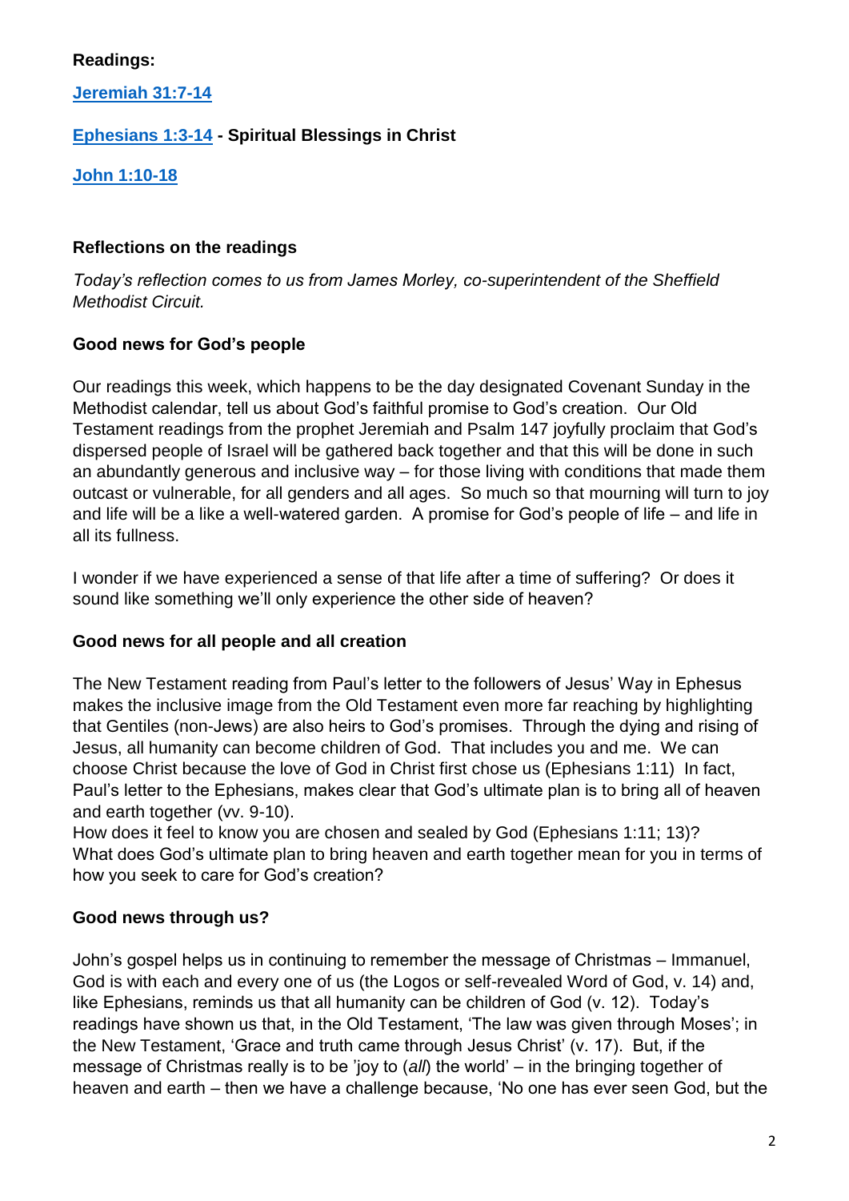**Readings:**

[Jeremiah 31:7-14](#)

[Ephesians 1:3-14](#) **- Spiritual Blessings in Christ**

[John 1:10-18](#)

**Reflections on the readings**

*Today's reflection comes to us from James Morley, co-superintendent of the Sheffield Methodist Circuit.*

**Good news for God's people**

Our readings this week, which happens to be the day designated Covenant Sunday in the Methodist calendar, tell us about God's faithful promise to God's creation. Our Old Testament readings from the prophet Jeremiah and Psalm 147 joyfully proclaim that God's dispersed people of Israel will be gathered back together and that this will be done in such an abundantly generous and inclusive way – for those living with conditions that made them outcast or vulnerable, for all genders and all ages. So much so that mourning will turn to joy and life will be a like a well-watered garden. A promise for God's people of life – and life in all its fullness.

I wonder if we have experienced a sense of that life after a time of suffering? Or does it sound like something we'll only experience the other side of heaven?

**Good news for all people and all creation**

The New Testament reading from Paul's letter to the followers of Jesus' Way in Ephesus makes the inclusive image from the Old Testament even more far reaching by highlighting that Gentiles (non-Jews) are also heirs to God's promises. Through the dying and rising of Jesus, all humanity can become children of God. That includes you and me. We can choose Christ because the love of God in Christ first chose us (Ephesians 1:11) In fact, Paul's letter to the Ephesians, makes clear that God's ultimate plan is to bring all of heaven and earth together (vv. 9-10).
How does it feel to know you are chosen and sealed by God (Ephesians 1:11; 13)? What does God's ultimate plan to bring heaven and earth together mean for you in terms of how you seek to care for God's creation?

**Good news through us?**

John's gospel helps us in continuing to remember the message of Christmas – Immanuel, God is with each and every one of us (the Logos or self-revealed Word of God, v. 14) and, like Ephesians, reminds us that all humanity can be children of God (v. 12). Today's readings have shown us that, in the Old Testament, 'The law was given through Moses'; in the New Testament, 'Grace and truth came through Jesus Christ' (v. 17). But, if the message of Christmas really is to be 'joy to (*all*) the world' – in the bringing together of heaven and earth – then we have a challenge because, 'No one has ever seen God, but the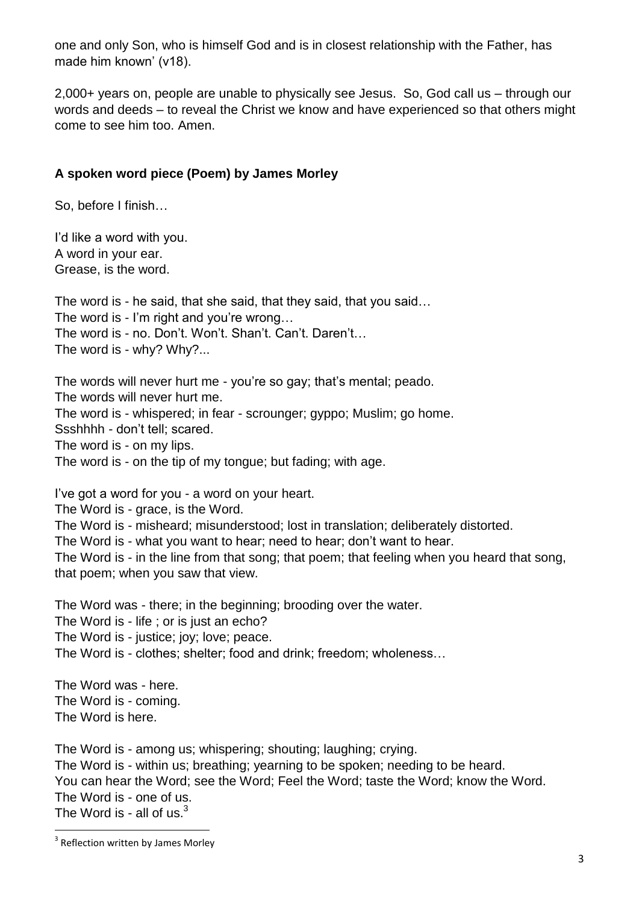one and only Son, who is himself God and is in closest relationship with the Father, has made him known' (v18).

2,000+ years on, people are unable to physically see Jesus. So, God call us – through our words and deeds – to reveal the Christ we know and have experienced so that others might come to see him too. Amen.

**A spoken word piece (Poem) by James Morley**

So, before I finish…

I'd like a word with you.
A word in your ear.
Grease, is the word.

The word is - he said, that she said, that they said, that you said…
The word is - I'm right and you're wrong…
The word is - no. Don't. Won't. Shan't. Can't. Daren't…
The word is - why? Why?...

The words will never hurt me - you're so gay; that's mental; peado.
The words will never hurt me.
The word is - whispered; in fear - scrounger; gyppo; Muslim; go home.
Ssshhhh - don't tell; scared.
The word is - on my lips.
The word is - on the tip of my tongue; but fading; with age.

I've got a word for you - a word on your heart.
The Word is - grace, is the Word.
The Word is - misheard; misunderstood; lost in translation; deliberately distorted.
The Word is - what you want to hear; need to hear; don't want to hear.
The Word is - in the line from that song; that poem; that feeling when you heard that song, that poem; when you saw that view.

The Word was - there; in the beginning; brooding over the water.
The Word is - life ; or is just an echo?
The Word is - justice; joy; love; peace.
The Word is - clothes; shelter; food and drink; freedom; wholeness…

The Word was - here.
The Word is - coming.
The Word is here.

The Word is - among us; whispering; shouting; laughing; crying.
The Word is - within us; breathing; yearning to be spoken; needing to be heard.
You can hear the Word; see the Word; Feel the Word; taste the Word; know the Word.
The Word is - one of us.
The Word is - all of us.[3]

[3] Reflection written by James Morley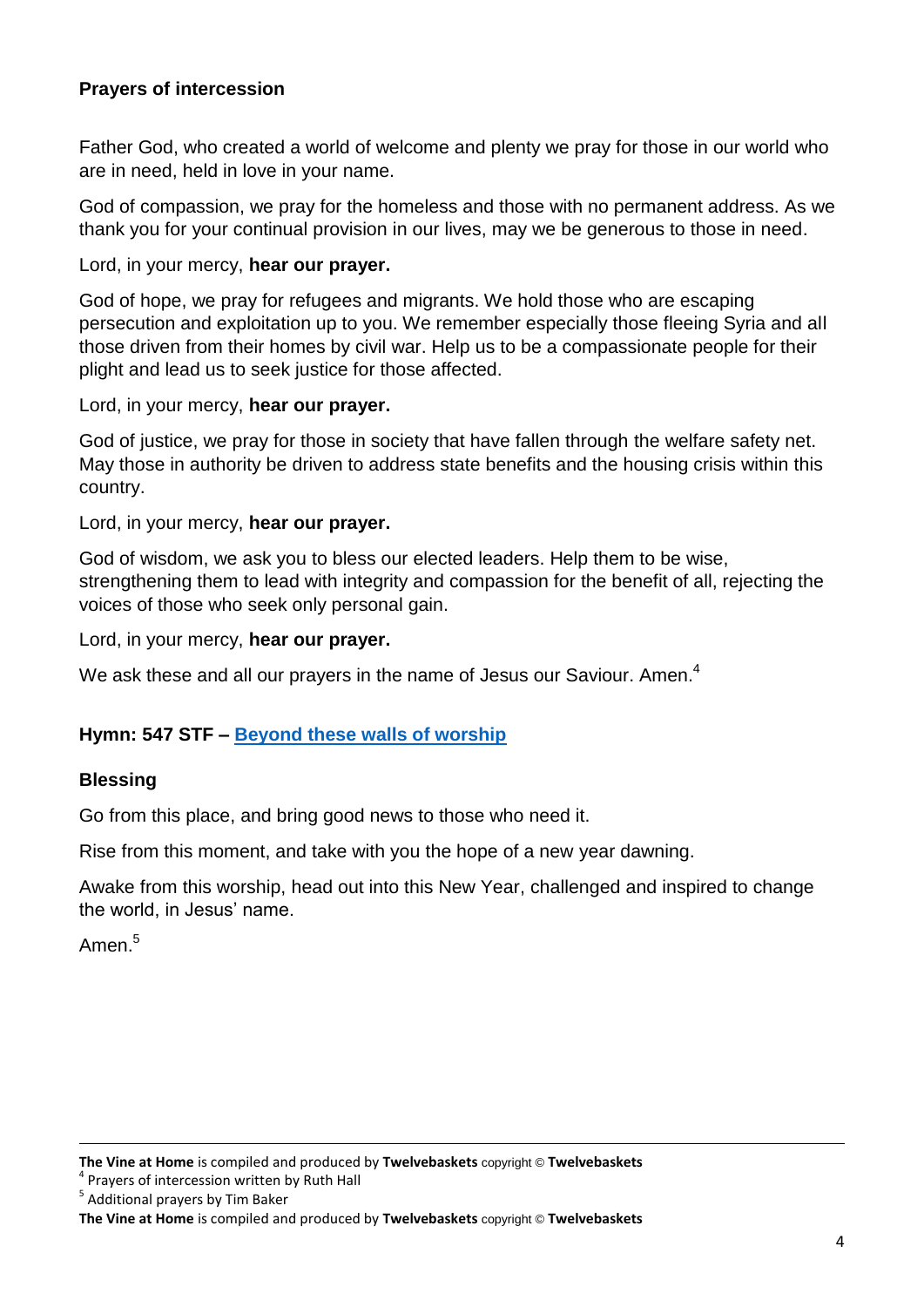**Prayers of intercession**

Father God, who created a world of welcome and plenty we pray for those in our world who are in need, held in love in your name.

God of compassion, we pray for the homeless and those with no permanent address. As we thank you for your continual provision in our lives, may we be generous to those in need.

Lord, in your mercy, **hear our prayer.**

God of hope, we pray for refugees and migrants. We hold those who are escaping persecution and exploitation up to you. We remember especially those fleeing Syria and all those driven from their homes by civil war. Help us to be a compassionate people for their plight and lead us to seek justice for those affected.

Lord, in your mercy, **hear our prayer.**

God of justice, we pray for those in society that have fallen through the welfare safety net. May those in authority be driven to address state benefits and the housing crisis within this country.

Lord, in your mercy, **hear our prayer.**

God of wisdom, we ask you to bless our elected leaders. Help them to be wise, strengthening them to lead with integrity and compassion for the benefit of all, rejecting the voices of those who seek only personal gain.

Lord, in your mercy, **hear our prayer.**

We ask these and all our prayers in the name of Jesus our Saviour. Amen.[4]

**Hymn: 547 STF – Beyond these walls of worship**

**Blessing**

Go from this place, and bring good news to those who need it.

Rise from this moment, and take with you the hope of a new year dawning.

Awake from this worship, head out into this New Year, challenged and inspired to change the world, in Jesus' name.

Amen.[5]

---

**The Vine at Home** is compiled and produced by **Twelvebaskets** copyright © **Twelvebaskets**

[4] Prayers of intercession written by Ruth Hall

[5] Additional prayers by Tim Baker